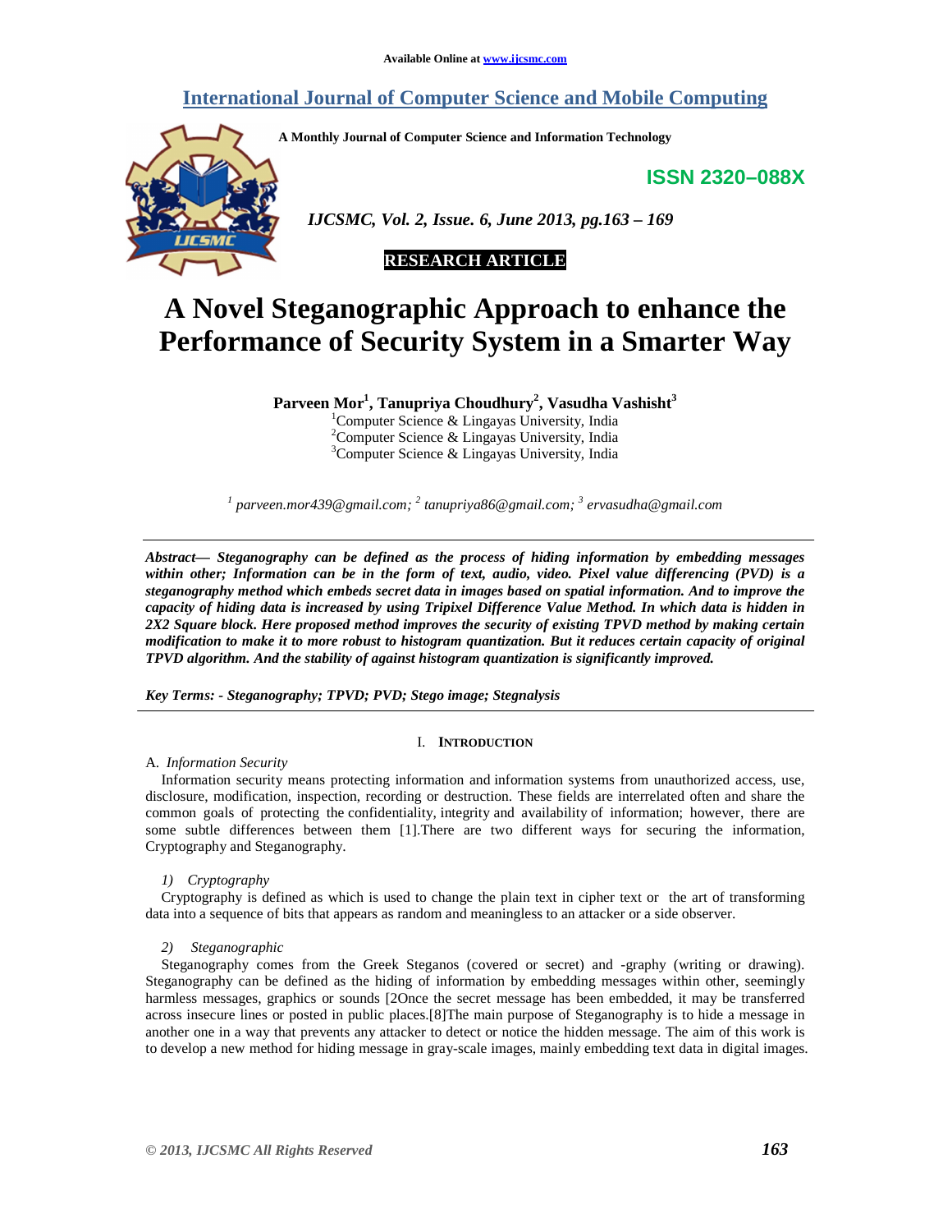Available Online at www.ijcsmc.com

# International Journal of Computer Science and Mobile Computing

**A Monthly Journal of Computer Science and Information Technology**

**ISSN 2320–088X**

*IJCSMC, Vol. 2, Issue. 6, June 2013, pg.163 – 169*

**RESEARCH ARTICLE**

# A Novel Steganographic Approach to enhance the Performance of Security System in a Smarter Way

**Parveen Mor[1], Tanupriya Choudhury[2], Vasudha Vashisht[3]**

[1]Computer Science & Lingayas University, India
[2]Computer Science & Lingayas University, India
[3]Computer Science & Lingayas University, India

*[1] parveen.mor439@gmail.com; [2] tanupriya86@gmail.com; [3] ervasudha@gmail.com*

***Abstract— Steganography can be defined as the process of hiding information by embedding messages within other; Information can be in the form of text, audio, video. Pixel value differencing (PVD) is a steganography method which embeds secret data in images based on spatial information. And to improve the capacity of hiding data is increased by using Tripixel Difference Value Method. In which data is hidden in 2X2 Square block. Here proposed method improves the security of existing TPVD method by making certain modification to make it to more robust to histogram quantization. But it reduces certain capacity of original TPVD algorithm. And the stability of against histogram quantization is significantly improved.***

***Key Terms: - Steganography; TPVD; PVD; Stego image; Stegnalysis***

## I. Introduction

### A. *Information Security*

Information security means protecting information and information systems from unauthorized access, use, disclosure, modification, inspection, recording or destruction. These fields are interrelated often and share the common goals of protecting the confidentiality, integrity and availability of information; however, there are some subtle differences between them [1].There are two different ways for securing the information, Cryptography and Steganography.

#### 1) *Cryptography*

Cryptography is defined as which is used to change the plain text in cipher text or the art of transforming data into a sequence of bits that appears as random and meaningless to an attacker or a side observer.

#### 2) *Steganographic*

Steganography comes from the Greek Steganos (covered or secret) and -graphy (writing or drawing). Steganography can be defined as the hiding of information by embedding messages within other, seemingly harmless messages, graphics or sounds [2Once the secret message has been embedded, it may be transferred across insecure lines or posted in public places.[8]The main purpose of Steganography is to hide a message in another one in a way that prevents any attacker to detect or notice the hidden message. The aim of this work is to develop a new method for hiding message in gray-scale images, mainly embedding text data in digital images.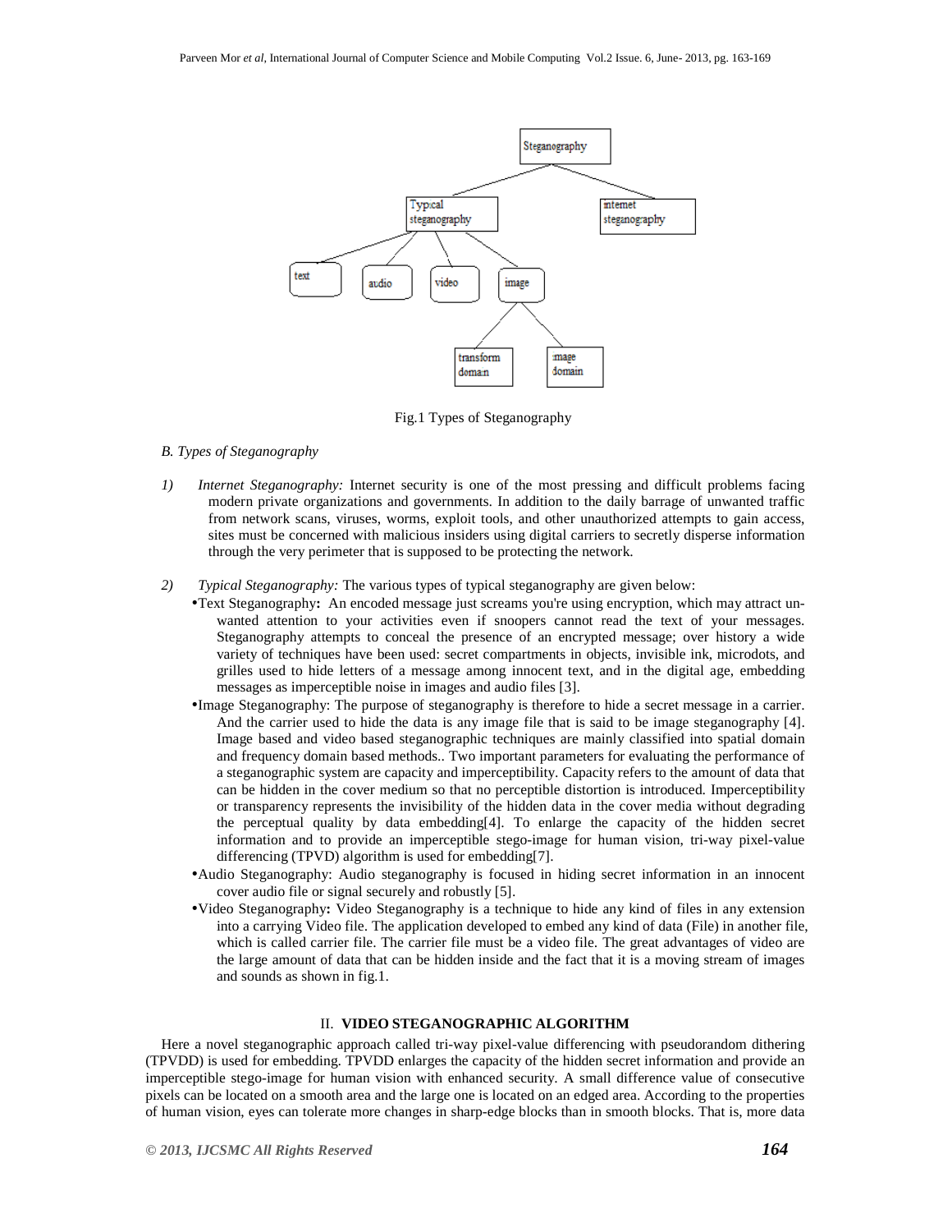Fig.1 Types of Steganography

*B. Types of Steganography*

1) *Internet Steganography:* Internet security is one of the most pressing and difficult problems facing modern private organizations and governments. In addition to the daily barrage of unwanted traffic from network scans, viruses, worms, exploit tools, and other unauthorized attempts to gain access, sites must be concerned with malicious insiders using digital carriers to secretly disperse information through the very perimeter that is supposed to be protecting the network.

2) *Typical Steganography:* The various types of typical steganography are given below:

- Text Steganography**:** An encoded message just screams you're using encryption, which may attract unwanted attention to your activities even if snoopers cannot read the text of your messages. Steganography attempts to conceal the presence of an encrypted message; over history a wide variety of techniques have been used: secret compartments in objects, invisible ink, microdots, and grilles used to hide letters of a message among innocent text, and in the digital age, embedding messages as imperceptible noise in images and audio files [3].
- Image Steganography: The purpose of steganography is therefore to hide a secret message in a carrier. And the carrier used to hide the data is any image file that is said to be image steganography [4]. Image based and video based steganographic techniques are mainly classified into spatial domain and frequency domain based methods.. Two important parameters for evaluating the performance of a steganographic system are capacity and imperceptibility. Capacity refers to the amount of data that can be hidden in the cover medium so that no perceptible distortion is introduced. Imperceptibility or transparency represents the invisibility of the hidden data in the cover media without degrading the perceptual quality by data embedding[4]. To enlarge the capacity of the hidden secret information and to provide an imperceptible stego-image for human vision, tri-way pixel-value differencing (TPVD) algorithm is used for embedding[7].
- Audio Steganography: Audio steganography is focused in hiding secret information in an innocent cover audio file or signal securely and robustly [5].
- Video Steganography**:** Video Steganography is a technique to hide any kind of files in any extension into a carrying Video file. The application developed to embed any kind of data (File) in another file, which is called carrier file. The carrier file must be a video file. The great advantages of video are the large amount of data that can be hidden inside and the fact that it is a moving stream of images and sounds as shown in fig.1.

## II. VIDEO STEGANOGRAPHIC ALGORITHM

Here a novel steganographic approach called tri-way pixel-value differencing with pseudorandom dithering (TPVDD) is used for embedding. TPVDD enlarges the capacity of the hidden secret information and provide an imperceptible stego-image for human vision with enhanced security. A small difference value of consecutive pixels can be located on a smooth area and the large one is located on an edged area. According to the properties of human vision, eyes can tolerate more changes in sharp-edge blocks than in smooth blocks. That is, more data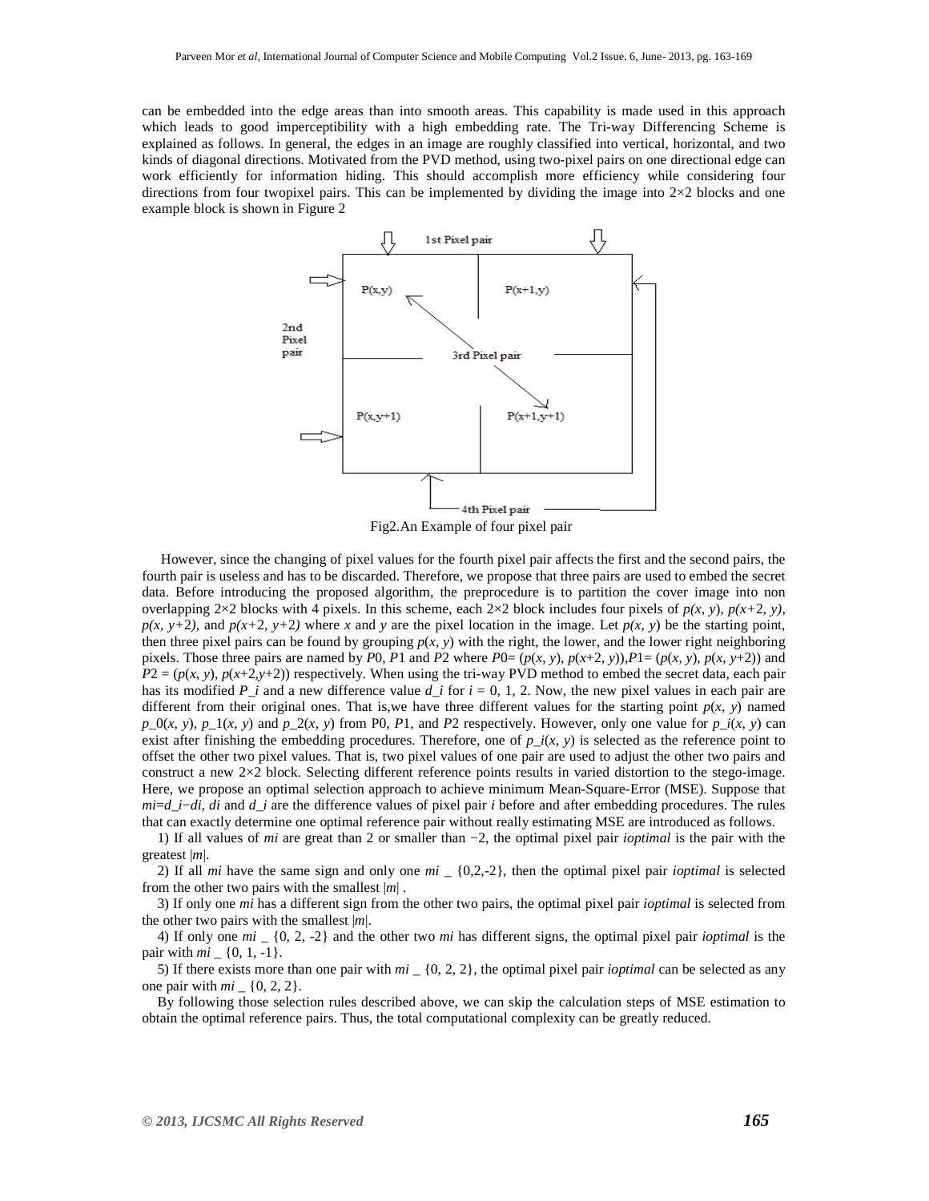can be embedded into the edge areas than into smooth areas. This capability is made used in this approach which leads to good imperceptibility with a high embedding rate. The Tri-way Differencing Scheme is explained as follows. In general, the edges in an image are roughly classified into vertical, horizontal, and two kinds of diagonal directions. Motivated from the PVD method, using two-pixel pairs on one directional edge can work efficiently for information hiding. This should accomplish more efficiency while considering four directions from four twopixel pairs. This can be implemented by dividing the image into 2×2 blocks and one example block is shown in Figure 2

Fig2.An Example of four pixel pair

However, since the changing of pixel values for the fourth pixel pair affects the first and the second pairs, the fourth pair is useless and has to be discarded. Therefore, we propose that three pairs are used to embed the secret data. Before introducing the proposed algorithm, the preprocedure is to partition the cover image into non overlapping 2×2 blocks with 4 pixels. In this scheme, each 2×2 block includes four pixels of $p(x, y)$, $p(x+2, y)$, $p(x, y+2)$, and $p(x+2, y+2)$ where $x$ and $y$ are the pixel location in the image. Let $p(x, y)$ be the starting point, then three pixel pairs can be found by grouping $p(x, y)$ with the right, the lower, and the lower right neighboring pixels. Those three pairs are named by $P0$, $P1$ and $P2$ where $P0= (p(x, y), p(x+2, y))$, $P1= (p(x, y), p(x, y+2))$ and $P2 = (p(x, y), p(x+2,y+2))$ respectively. When using the tri-way PVD method to embed the secret data, each pair has its modified $P\_i$ and a new difference value $d\_i$ for $i = 0, 1, 2$. Now, the new pixel values in each pair are different from their original ones. That is,we have three different values for the starting point $p(x, y)$ named $p\_0(x, y)$, $p\_1(x, y)$ and $p\_2(x, y)$ from P0, $P1$, and $P2$ respectively. However, only one value for $p\_i(x, y)$ can exist after finishing the embedding procedures. Therefore, one of $p\_i(x, y)$ is selected as the reference point to offset the other two pixel values. That is, two pixel values of one pair are used to adjust the other two pairs and construct a new 2×2 block. Selecting different reference points results in varied distortion to the stego-image. Here, we propose an optimal selection approach to achieve minimum Mean-Square-Error (MSE). Suppose that $mi=d\_i-di$, $di$ and $d\_i$ are the difference values of pixel pair $i$ before and after embedding procedures. The rules that can exactly determine one optimal reference pair without really estimating MSE are introduced as follows.

1) If all values of $mi$ are great than 2 or smaller than −2, the optimal pixel pair *ioptimal* is the pair with the greatest $|m|$.

2) If all $mi$ have the same sign and only one $mi$ _ {0,2,-2}, then the optimal pixel pair *ioptimal* is selected from the other two pairs with the smallest $|m|$ .

3) If only one $mi$ has a different sign from the other two pairs, the optimal pixel pair *ioptimal* is selected from the other two pairs with the smallest $|m|$.

4) If only one $mi$ _ {0, 2, -2} and the other two $mi$ has different signs, the optimal pixel pair *ioptimal* is the pair with $mi$ _ {0, 1, -1}.

5) If there exists more than one pair with $mi$ _ {0, 2, 2}, the optimal pixel pair *ioptimal* can be selected as any one pair with $mi$ _ {0, 2, 2}.

By following those selection rules described above, we can skip the calculation steps of MSE estimation to obtain the optimal reference pairs. Thus, the total computational complexity can be greatly reduced.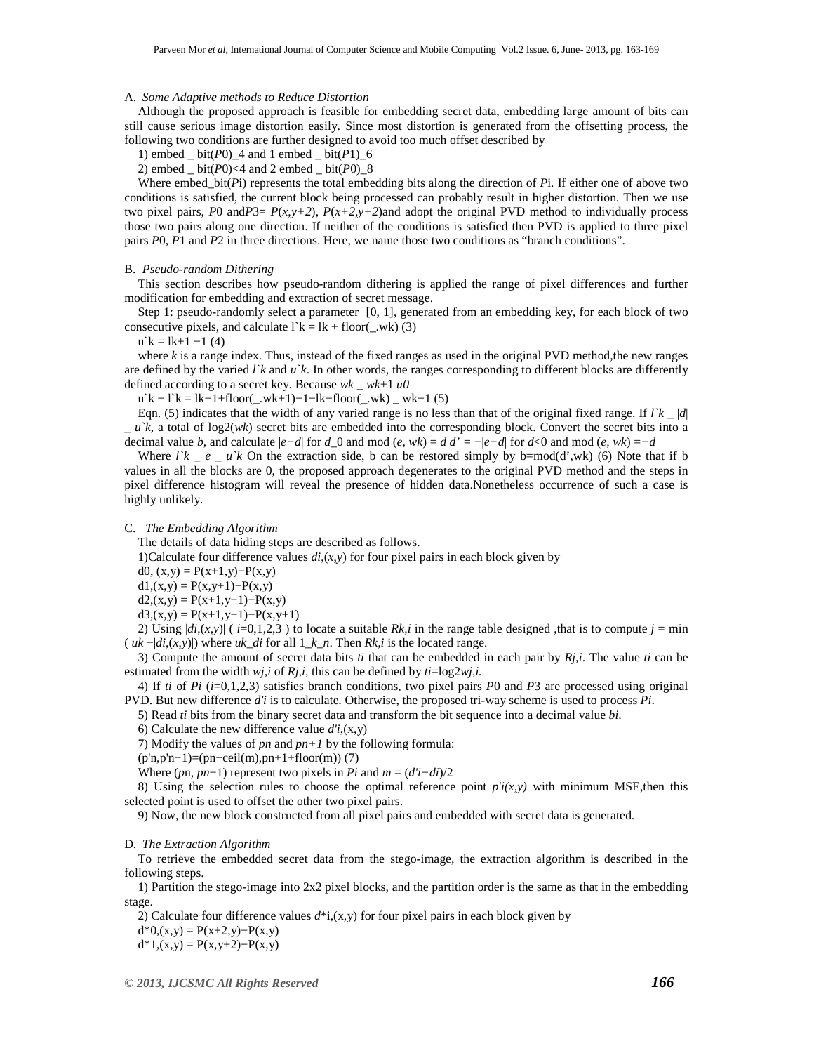### A. *Some Adaptive methods to Reduce Distortion*

Although the proposed approach is feasible for embedding secret data, embedding large amount of bits can still cause serious image distortion easily. Since most distortion is generated from the offsetting process, the following two conditions are further designed to avoid too much offset described by

1) embed _ bit($P0$)_4 and 1 embed _ bit($P1$)_6

2) embed _ bit($P0$)<4 and 2 embed _ bit($P0$)_8

Where embed_bit($Pi$) represents the total embedding bits along the direction of $Pi$. If either one of above two conditions is satisfied, the current block being processed can probably result in higher distortion. Then we use two pixel pairs, $P0$ and$P3$= $P(x,y+2)$, $P(x+2,y+2)$and adopt the original PVD method to individually process those two pairs along one direction. If neither of the conditions is satisfied then PVD is applied to three pixel pairs $P0$, $P1$ and $P2$ in three directions. Here, we name those two conditions as "branch conditions".

### B. *Pseudo-random Dithering*

This section describes how pseudo-random dithering is applied the range of pixel differences and further modification for embedding and extraction of secret message.

Step 1: pseudo-randomly select a parameter [0, 1], generated from an embedding key, for each block of two consecutive pixels, and calculate l`k = lk + floor(_.wk) (3)

u`k = lk+1 −1 (4)

where $k$ is a range index. Thus, instead of the fixed ranges as used in the original PVD method,the new ranges are defined by the varied $l`k$ and $u`k$. In other words, the ranges corresponding to different blocks are differently defined according to a secret key. Because $wk$ _ $wk$+1 $u0$

u`k − l`k = lk+1+floor(_.wk+1)−1−lk−floor(_.wk) _ wk−1 (5)

Eqn. (5) indicates that the width of any varied range is no less than that of the original fixed range. If $l`k$ _ $|d|$ _ $u`k$, a total of log2($wk$) secret bits are embedded into the corresponding block. Convert the secret bits into a decimal value $b$, and calculate $|e−d|$ for $d$_0 and mod ($e$, $wk$) = $d$ $d'$ = $−|e−d|$ for $d$<0 and mod ($e$, $wk$) =$−d$

Where $l`k$ _ $e$ _ $u`k$ On the extraction side, b can be restored simply by b=mod(d',wk) (6) Note that if b values in all the blocks are 0, the proposed approach degenerates to the original PVD method and the steps in pixel difference histogram will reveal the presence of hidden data.Nonetheless occurrence of such a case is highly unlikely.

### C. *The Embedding Algorithm*

The details of data hiding steps are described as follows.

1)Calculate four difference values $di$,$(x,y)$ for four pixel pairs in each block given by

d0, (x,y) = P(x+1,y)−P(x,y)

d1,(x,y) = P(x,y+1)−P(x,y)

d2,(x,y) = P(x+1,y+1)−P(x,y)

d3,(x,y) = P(x+1,y+1)−P(x,y+1)

2) Using $|di,(x,y)|$ ( $i$=0,1,2,3 ) to locate a suitable $Rk,i$ in the range table designed ,that is to compute $j$ = min ( $uk$ −$|di,(x,y)|$) where $uk\_di$ for all 1_$k$_$n$. Then $Rk,i$ is the located range.

3) Compute the amount of secret data bits $ti$ that can be embedded in each pair by $Rj,i$. The value $ti$ can be estimated from the width $wj,i$ of $Rj,i$, this can be defined by $ti$=log2$wj,i$.

4) If $ti$ of $Pi$ ($i$=0,1,2,3) satisfies branch conditions, two pixel pairs $P0$ and $P3$ are processed using original PVD. But new difference $d'i$ is to calculate. Otherwise, the proposed tri-way scheme is used to process $Pi$.

5) Read $ti$ bits from the binary secret data and transform the bit sequence into a decimal value $bi$.

6) Calculate the new difference value $d'i$,(x,y)

7) Modify the values of $pn$ and $pn+1$ by the following formula:

(p'n,p'n+1)=(pn−ceil(m),pn+1+floor(m)) (7)

Where ($pn$, $pn$+1) represent two pixels in $Pi$ and $m$ = ($d'i$−$di$)/2

8) Using the selection rules to choose the optimal reference point $p'i(x,y)$ with minimum MSE,then this selected point is used to offset the other two pixel pairs.

9) Now, the new block constructed from all pixel pairs and embedded with secret data is generated.

### D. *The Extraction Algorithm*

To retrieve the embedded secret data from the stego-image, the extraction algorithm is described in the following steps.

1) Partition the stego-image into 2x2 pixel blocks, and the partition order is the same as that in the embedding stage.

2) Calculate four difference values $d$*i,(x,y) for four pixel pairs in each block given by

d*0,(x,y) = P(x+2,y)−P(x,y)

d*1,(x,y) = P(x,y+2)−P(x,y)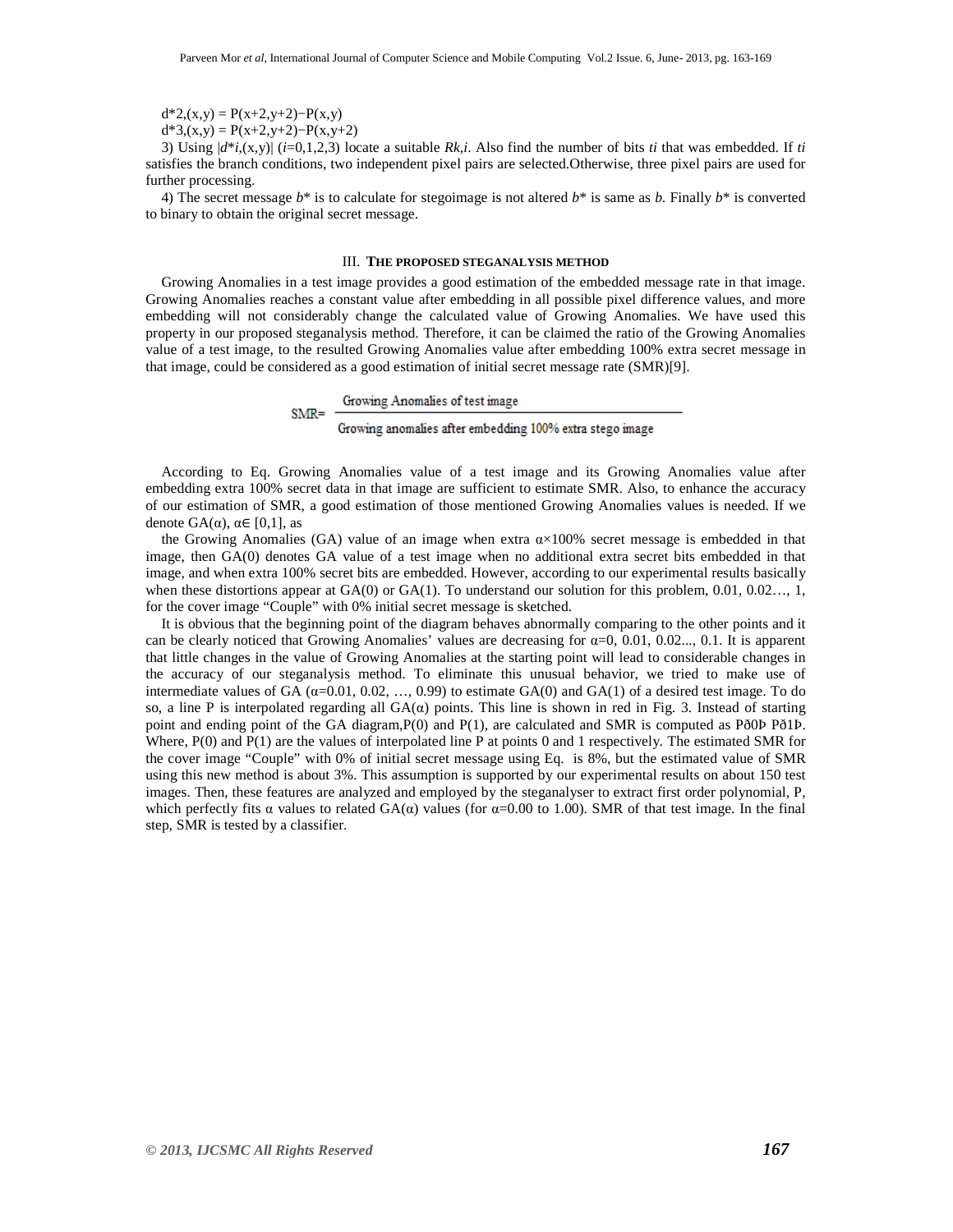$d^*_{2,}(x,y) = P(x+2,y+2)−P(x,y)$

$d^*_{3,}(x,y) = P(x+2,y+2)−P(x,y+2)$

3) Using $|d^*_{i,}(x,y)|$ ($i$=0,1,2,3) locate a suitable $R_{k,i}$. Also find the number of bits $t_i$ that was embedded. If $t_i$ satisfies the branch conditions, two independent pixel pairs are selected.Otherwise, three pixel pairs are used for further processing.

4) The secret message $b^*$ is to calculate for stegoimage is not altered $b^*$ is same as $b$. Finally $b^*$ is converted to binary to obtain the original secret message.

### III. THE PROPOSED STEGANALYSIS METHOD

Growing Anomalies in a test image provides a good estimation of the embedded message rate in that image. Growing Anomalies reaches a constant value after embedding in all possible pixel difference values, and more embedding will not considerably change the calculated value of Growing Anomalies. We have used this property in our proposed steganalysis method. Therefore, it can be claimed the ratio of the Growing Anomalies value of a test image, to the resulted Growing Anomalies value after embedding 100% extra secret message in that image, could be considered as a good estimation of initial secret message rate (SMR)[9].

$$\text{SMR}=\frac{\text{Growing Anomalies of test image}}{\text{Growing anomalies after embedding 100\% extra stego image}}$$

According to Eq. Growing Anomalies value of a test image and its Growing Anomalies value after embedding extra 100% secret data in that image are sufficient to estimate SMR. Also, to enhance the accuracy of our estimation of SMR, a good estimation of those mentioned Growing Anomalies values is needed. If we denote GA(α), α∈ [0,1], as

the Growing Anomalies (GA) value of an image when extra α×100% secret message is embedded in that image, then GA(0) denotes GA value of a test image when no additional extra secret bits embedded in that image, and when extra 100% secret bits are embedded. However, according to our experimental results basically when these distortions appear at GA(0) or GA(1). To understand our solution for this problem, 0.01, 0.02…, 1, for the cover image "Couple" with 0% initial secret message is sketched.

It is obvious that the beginning point of the diagram behaves abnormally comparing to the other points and it can be clearly noticed that Growing Anomalies' values are decreasing for α=0, 0.01, 0.02..., 0.1. It is apparent that little changes in the value of Growing Anomalies at the starting point will lead to considerable changes in the accuracy of our steganalysis method. To eliminate this unusual behavior, we tried to make use of intermediate values of GA (α=0.01, 0.02, …, 0.99) to estimate GA(0) and GA(1) of a desired test image. To do so, a line P is interpolated regarding all GA(α) points. This line is shown in red in Fig. 3. Instead of starting point and ending point of the GA diagram,P(0) and P(1), are calculated and SMR is computed as Pð0Þ Pð1Þ. Where, P(0) and P(1) are the values of interpolated line P at points 0 and 1 respectively. The estimated SMR for the cover image "Couple" with 0% of initial secret message using Eq. is 8%, but the estimated value of SMR using this new method is about 3%. This assumption is supported by our experimental results on about 150 test images. Then, these features are analyzed and employed by the steganalyser to extract first order polynomial, P, which perfectly fits α values to related GA(α) values (for α=0.00 to 1.00). SMR of that test image. In the final step, SMR is tested by a classifier.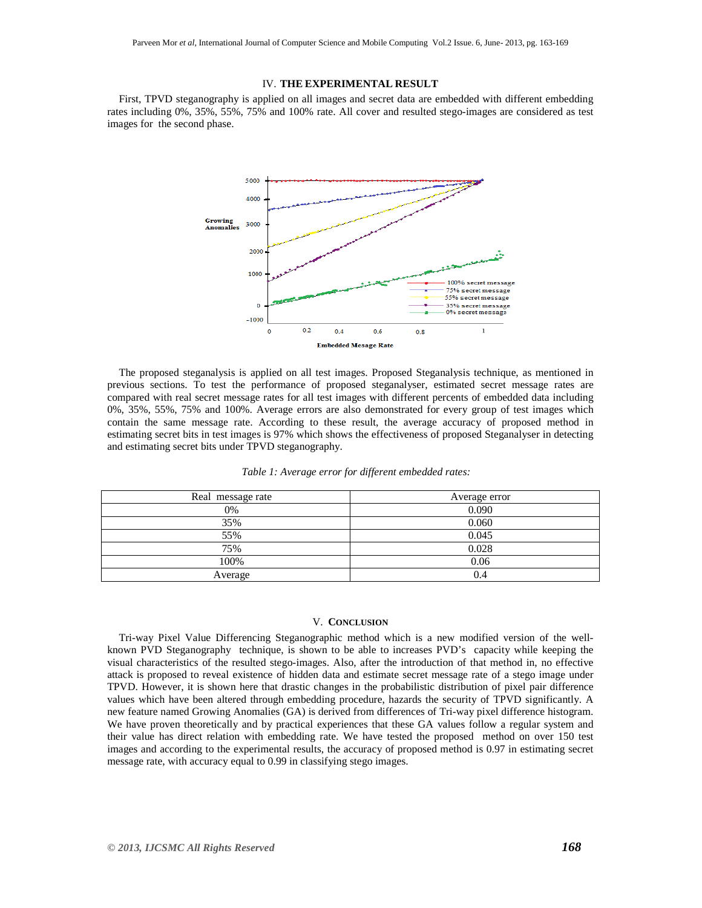## IV. THE EXPERIMENTAL RESULT

First, TPVD steganography is applied on all images and secret data are embedded with different embedding rates including 0%, 35%, 55%, 75% and 100% rate. All cover and resulted stego-images are considered as test images for the second phase.

The proposed steganalysis is applied on all test images. Proposed Steganalysis technique, as mentioned in previous sections. To test the performance of proposed steganalyser, estimated secret message rates are compared with real secret message rates for all test images with different percents of embedded data including 0%, 35%, 55%, 75% and 100%. Average errors are also demonstrated for every group of test images which contain the same message rate. According to these result, the average accuracy of proposed method in estimating secret bits in test images is 97% which shows the effectiveness of proposed Steganalyser in detecting and estimating secret bits under TPVD steganography.

*Table 1: Average error for different embedded rates:*

| Real message rate | Average error |
|---|---|
| 0% | 0.090 |
| 35% | 0.060 |
| 55% | 0.045 |
| 75% | 0.028 |
| 100% | 0.06 |
| Average | 0.4 |

## V. CONCLUSION

Tri-way Pixel Value Differencing Steganographic method which is a new modified version of the well-known PVD Steganography technique, is shown to be able to increases PVD's capacity while keeping the visual characteristics of the resulted stego-images. Also, after the introduction of that method in, no effective attack is proposed to reveal existence of hidden data and estimate secret message rate of a stego image under TPVD. However, it is shown here that drastic changes in the probabilistic distribution of pixel pair difference values which have been altered through embedding procedure, hazards the security of TPVD significantly. A new feature named Growing Anomalies (GA) is derived from differences of Tri-way pixel difference histogram. We have proven theoretically and by practical experiences that these GA values follow a regular system and their value has direct relation with embedding rate. We have tested the proposed method on over 150 test images and according to the experimental results, the accuracy of proposed method is 0.97 in estimating secret message rate, with accuracy equal to 0.99 in classifying stego images.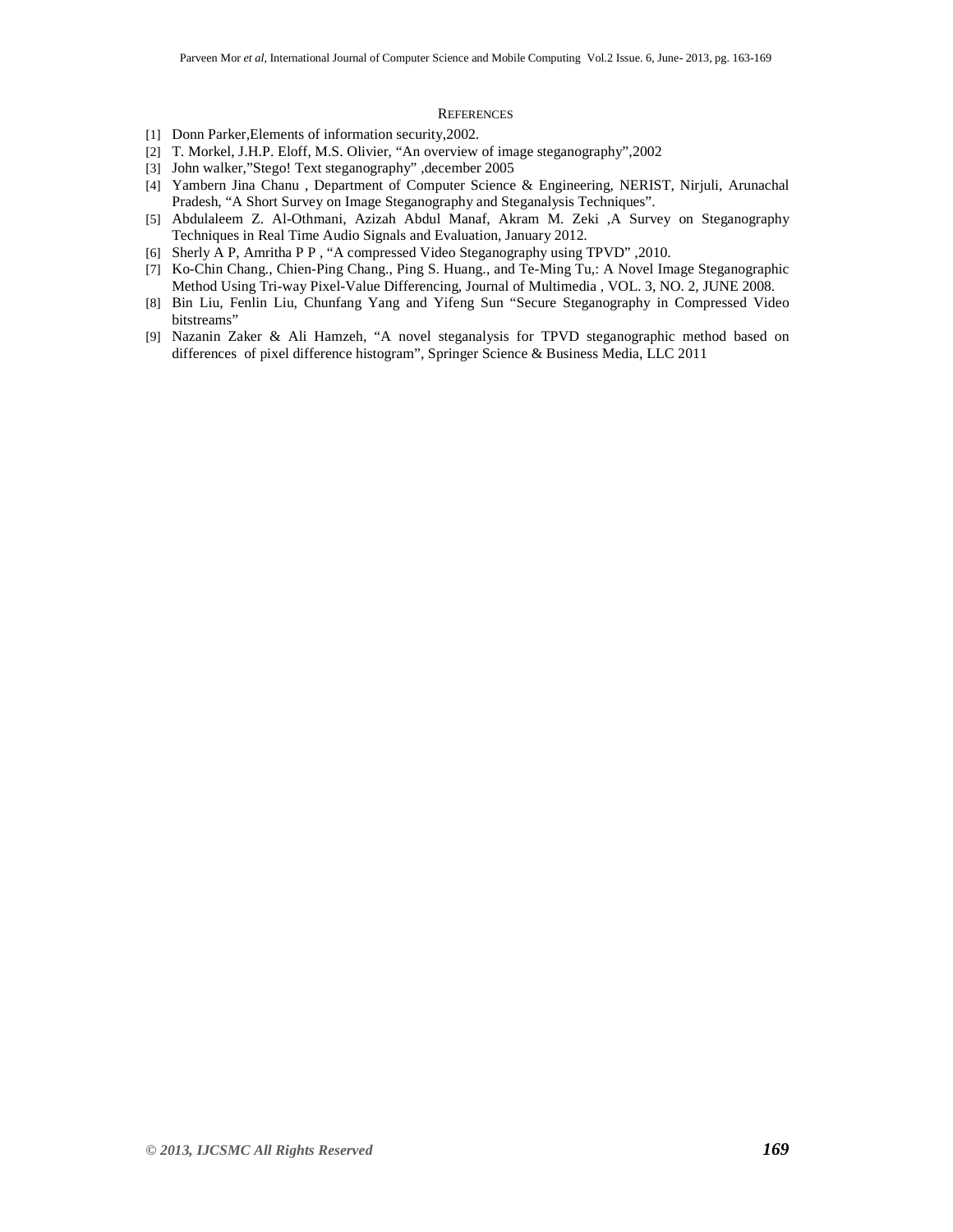## REFERENCES

[1] Donn Parker,Elements of information security,2002.

[2] T. Morkel, J.H.P. Eloff, M.S. Olivier, "An overview of image steganography",2002

[3] John walker,"Stego! Text steganography" ,december 2005

[4] Yambern Jina Chanu , Department of Computer Science & Engineering, NERIST, Nirjuli, Arunachal Pradesh, "A Short Survey on Image Steganography and Steganalysis Techniques".

[5] Abdulaleem Z. Al-Othmani, Azizah Abdul Manaf, Akram M. Zeki ,A Survey on Steganography Techniques in Real Time Audio Signals and Evaluation, January 2012.

[6] Sherly A P, Amritha P P , "A compressed Video Steganography using TPVD" ,2010.

[7] Ko-Chin Chang., Chien-Ping Chang., Ping S. Huang., and Te-Ming Tu,: A Novel Image Steganographic Method Using Tri-way Pixel-Value Differencing, Journal of Multimedia , VOL. 3, NO. 2, JUNE 2008.

[8] Bin Liu, Fenlin Liu, Chunfang Yang and Yifeng Sun "Secure Steganography in Compressed Video bitstreams"

[9] Nazanin Zaker & Ali Hamzeh, "A novel steganalysis for TPVD steganographic method based on differences of pixel difference histogram", Springer Science & Business Media, LLC 2011